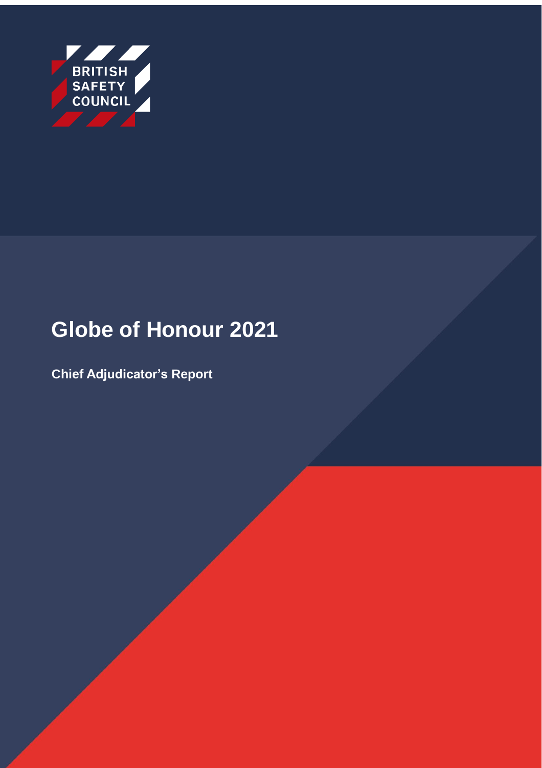BRITISH SAFETY COUNCIL

# Globe of Honour 2021

**Chief Adjudicator's Report**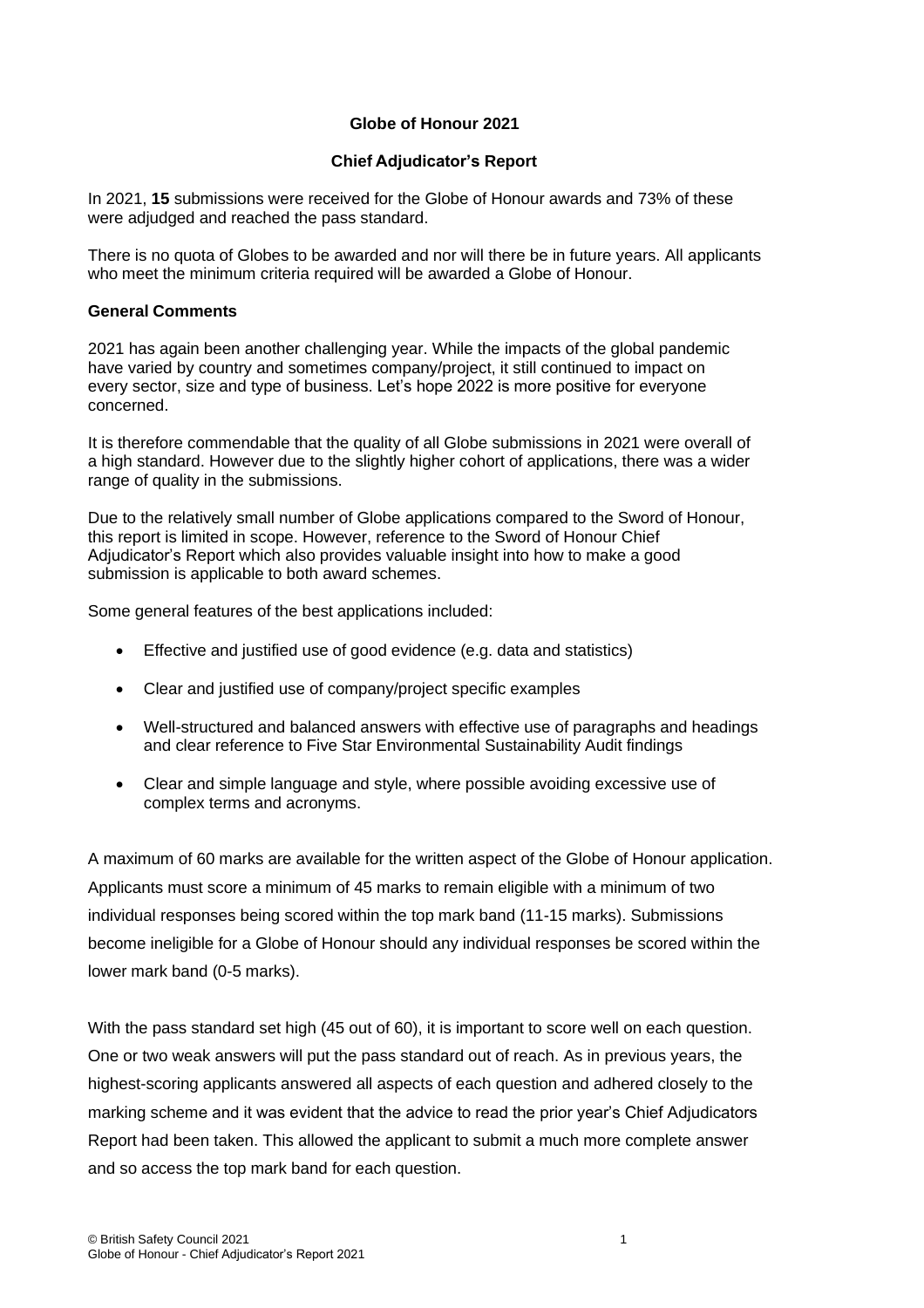**Globe of Honour 2021**

**Chief Adjudicator's Report**

In 2021, **15** submissions were received for the Globe of Honour awards and 73% of these were adjudged and reached the pass standard.

There is no quota of Globes to be awarded and nor will there be in future years. All applicants who meet the minimum criteria required will be awarded a Globe of Honour.

**General Comments**

2021 has again been another challenging year. While the impacts of the global pandemic have varied by country and sometimes company/project, it still continued to impact on every sector, size and type of business. Let's hope 2022 is more positive for everyone concerned.

It is therefore commendable that the quality of all Globe submissions in 2021 were overall of a high standard. However due to the slightly higher cohort of applications, there was a wider range of quality in the submissions.

Due to the relatively small number of Globe applications compared to the Sword of Honour, this report is limited in scope. However, reference to the Sword of Honour Chief Adjudicator's Report which also provides valuable insight into how to make a good submission is applicable to both award schemes.

Some general features of the best applications included:

- Effective and justified use of good evidence (e.g. data and statistics)
- Clear and justified use of company/project specific examples
- Well-structured and balanced answers with effective use of paragraphs and headings and clear reference to Five Star Environmental Sustainability Audit findings
- Clear and simple language and style, where possible avoiding excessive use of complex terms and acronyms.

A maximum of 60 marks are available for the written aspect of the Globe of Honour application. Applicants must score a minimum of 45 marks to remain eligible with a minimum of two individual responses being scored within the top mark band (11-15 marks). Submissions become ineligible for a Globe of Honour should any individual responses be scored within the lower mark band (0-5 marks).

With the pass standard set high (45 out of 60), it is important to score well on each question. One or two weak answers will put the pass standard out of reach. As in previous years, the highest-scoring applicants answered all aspects of each question and adhered closely to the marking scheme and it was evident that the advice to read the prior year's Chief Adjudicators Report had been taken. This allowed the applicant to submit a much more complete answer and so access the top mark band for each question.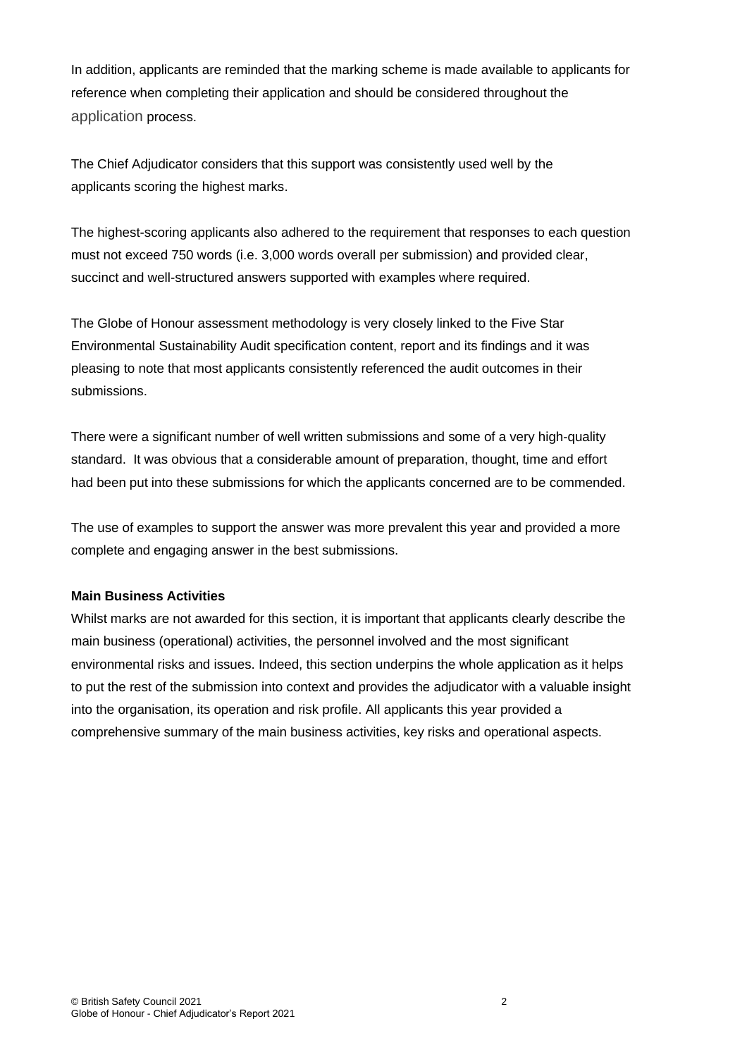In addition, applicants are reminded that the marking scheme is made available to applicants for reference when completing their application and should be considered throughout the application process.

The Chief Adjudicator considers that this support was consistently used well by the applicants scoring the highest marks.

The highest-scoring applicants also adhered to the requirement that responses to each question must not exceed 750 words (i.e. 3,000 words overall per submission) and provided clear, succinct and well-structured answers supported with examples where required.

The Globe of Honour assessment methodology is very closely linked to the Five Star Environmental Sustainability Audit specification content, report and its findings and it was pleasing to note that most applicants consistently referenced the audit outcomes in their submissions.

There were a significant number of well written submissions and some of a very high-quality standard. It was obvious that a considerable amount of preparation, thought, time and effort had been put into these submissions for which the applicants concerned are to be commended.

The use of examples to support the answer was more prevalent this year and provided a more complete and engaging answer in the best submissions.

**Main Business Activities**

Whilst marks are not awarded for this section, it is important that applicants clearly describe the main business (operational) activities, the personnel involved and the most significant environmental risks and issues. Indeed, this section underpins the whole application as it helps to put the rest of the submission into context and provides the adjudicator with a valuable insight into the organisation, its operation and risk profile. All applicants this year provided a comprehensive summary of the main business activities, key risks and operational aspects.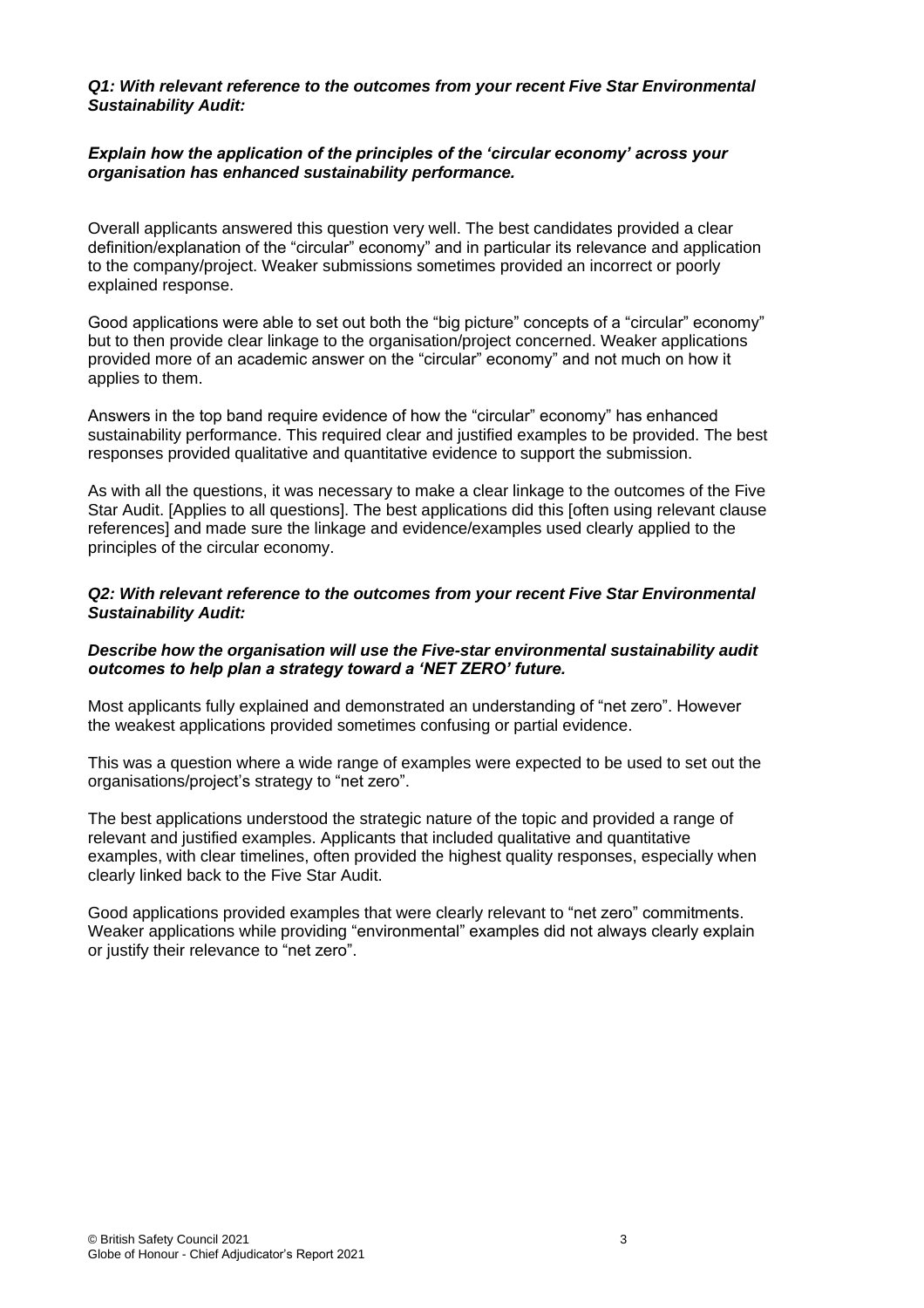***Q1: With relevant reference to the outcomes from your recent Five Star Environmental Sustainability Audit:***

***Explain how the application of the principles of the 'circular economy' across your organisation has enhanced sustainability performance.***

Overall applicants answered this question very well. The best candidates provided a clear definition/explanation of the "circular" economy" and in particular its relevance and application to the company/project. Weaker submissions sometimes provided an incorrect or poorly explained response.

Good applications were able to set out both the "big picture" concepts of a "circular" economy" but to then provide clear linkage to the organisation/project concerned. Weaker applications provided more of an academic answer on the "circular" economy" and not much on how it applies to them.

Answers in the top band require evidence of how the "circular" economy" has enhanced sustainability performance. This required clear and justified examples to be provided. The best responses provided qualitative and quantitative evidence to support the submission.

As with all the questions, it was necessary to make a clear linkage to the outcomes of the Five Star Audit. [Applies to all questions]. The best applications did this [often using relevant clause references] and made sure the linkage and evidence/examples used clearly applied to the principles of the circular economy.

***Q2: With relevant reference to the outcomes from your recent Five Star Environmental Sustainability Audit:***

***Describe how the organisation will use the Five-star environmental sustainability audit outcomes to help plan a strategy toward a 'NET ZERO' future.***

Most applicants fully explained and demonstrated an understanding of "net zero". However the weakest applications provided sometimes confusing or partial evidence.

This was a question where a wide range of examples were expected to be used to set out the organisations/project's strategy to "net zero".

The best applications understood the strategic nature of the topic and provided a range of relevant and justified examples. Applicants that included qualitative and quantitative examples, with clear timelines, often provided the highest quality responses, especially when clearly linked back to the Five Star Audit.

Good applications provided examples that were clearly relevant to "net zero" commitments. Weaker applications while providing "environmental" examples did not always clearly explain or justify their relevance to "net zero".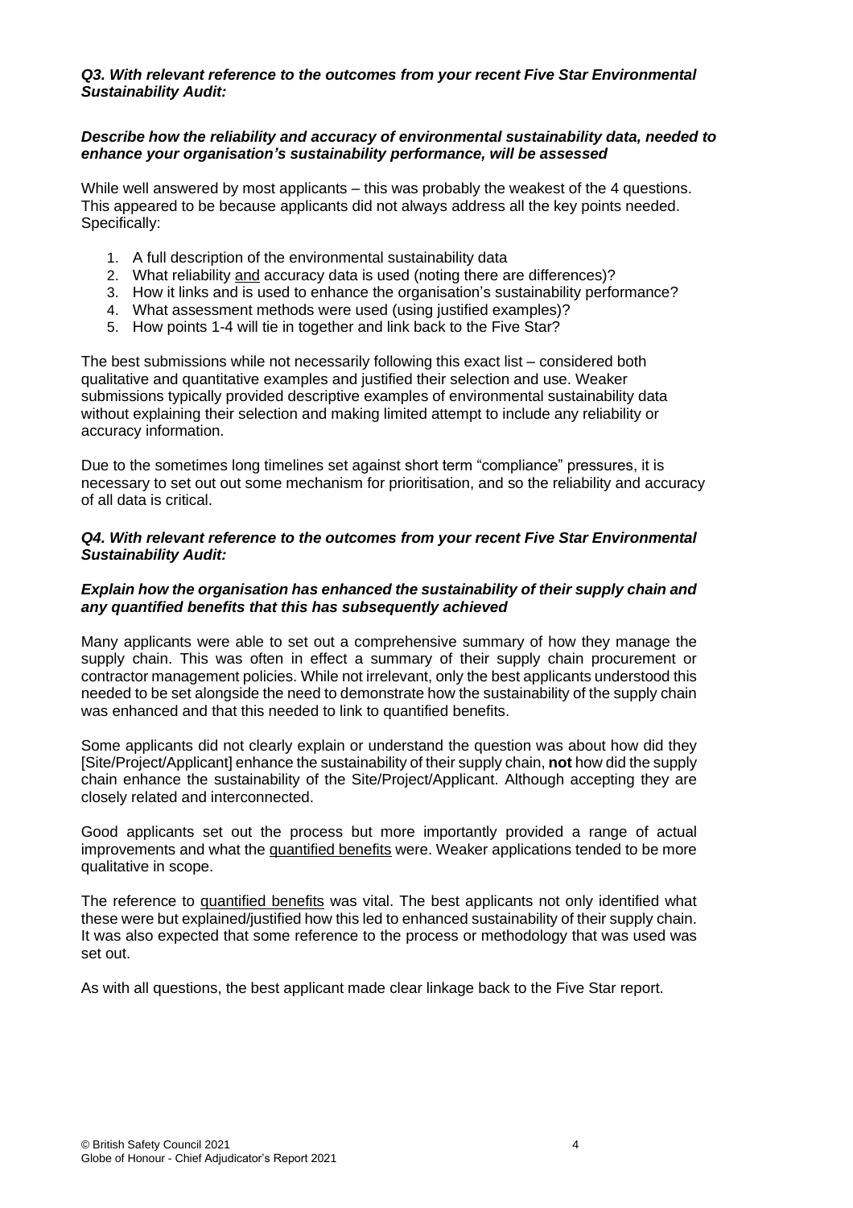***Q3. With relevant reference to the outcomes from your recent Five Star Environmental Sustainability Audit:***

***Describe how the reliability and accuracy of environmental sustainability data, needed to enhance your organisation's sustainability performance, will be assessed***

While well answered by most applicants – this was probably the weakest of the 4 questions. This appeared to be because applicants did not always address all the key points needed. Specifically:

1. A full description of the environmental sustainability data
2. What reliability <u>and</u> accuracy data is used (noting there are differences)?
3. How it links and is used to enhance the organisation's sustainability performance?
4. What assessment methods were used (using justified examples)?
5. How points 1-4 will tie in together and link back to the Five Star?

The best submissions while not necessarily following this exact list – considered both qualitative and quantitative examples and justified their selection and use. Weaker submissions typically provided descriptive examples of environmental sustainability data without explaining their selection and making limited attempt to include any reliability or accuracy information.

Due to the sometimes long timelines set against short term "compliance" pressures, it is necessary to set out out some mechanism for prioritisation, and so the reliability and accuracy of all data is critical.

***Q4. With relevant reference to the outcomes from your recent Five Star Environmental Sustainability Audit:***

***Explain how the organisation has enhanced the sustainability of their supply chain and any quantified benefits that this has subsequently achieved***

Many applicants were able to set out a comprehensive summary of how they manage the supply chain. This was often in effect a summary of their supply chain procurement or contractor management policies. While not irrelevant, only the best applicants understood this needed to be set alongside the need to demonstrate how the sustainability of the supply chain was enhanced and that this needed to link to quantified benefits.

Some applicants did not clearly explain or understand the question was about how did they [Site/Project/Applicant] enhance the sustainability of their supply chain, **not** how did the supply chain enhance the sustainability of the Site/Project/Applicant. Although accepting they are closely related and interconnected.

Good applicants set out the process but more importantly provided a range of actual improvements and what the <u>quantified benefits</u> were. Weaker applications tended to be more qualitative in scope.

The reference to <u>quantified benefits</u> was vital. The best applicants not only identified what these were but explained/justified how this led to enhanced sustainability of their supply chain. It was also expected that some reference to the process or methodology that was used was set out.

As with all questions, the best applicant made clear linkage back to the Five Star report.